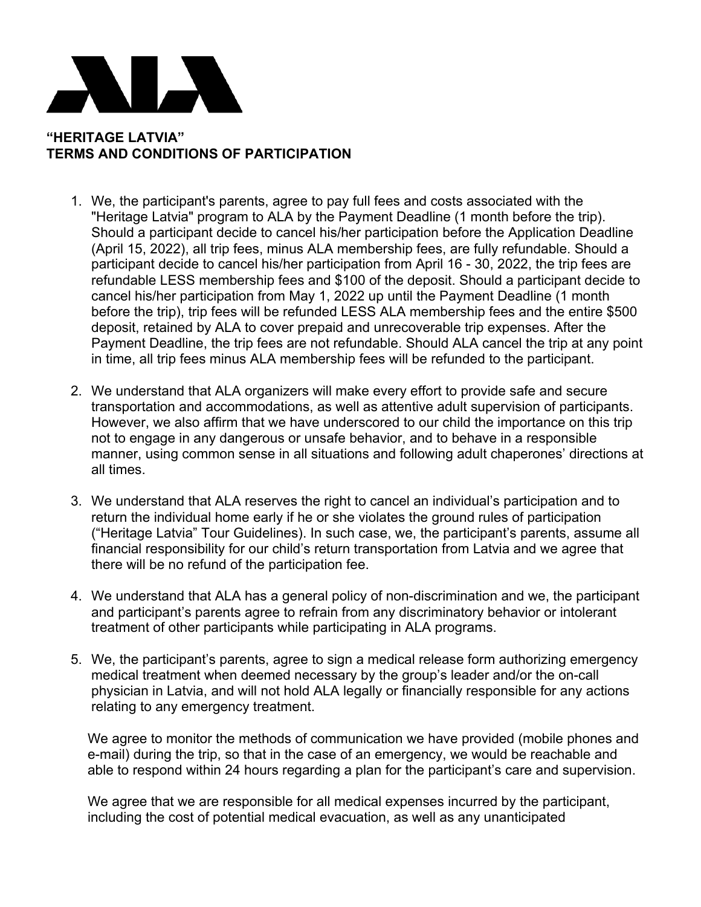# ALA

**"HERITAGE LATVIA"**
**TERMS AND CONDITIONS OF PARTICIPATION**

1. We, the participant's parents, agree to pay full fees and costs associated with the "Heritage Latvia" program to ALA by the Payment Deadline (1 month before the trip). Should a participant decide to cancel his/her participation before the Application Deadline (April 15, 2022), all trip fees, minus ALA membership fees, are fully refundable. Should a participant decide to cancel his/her participation from April 16 - 30, 2022, the trip fees are refundable LESS membership fees and $100 of the deposit. Should a participant decide to cancel his/her participation from May 1, 2022 up until the Payment Deadline (1 month before the trip), trip fees will be refunded LESS ALA membership fees and the entire $500 deposit, retained by ALA to cover prepaid and unrecoverable trip expenses. After the Payment Deadline, the trip fees are not refundable. Should ALA cancel the trip at any point in time, all trip fees minus ALA membership fees will be refunded to the participant.

2. We understand that ALA organizers will make every effort to provide safe and secure transportation and accommodations, as well as attentive adult supervision of participants. However, we also affirm that we have underscored to our child the importance on this trip not to engage in any dangerous or unsafe behavior, and to behave in a responsible manner, using common sense in all situations and following adult chaperones' directions at all times.

3. We understand that ALA reserves the right to cancel an individual's participation and to return the individual home early if he or she violates the ground rules of participation ("Heritage Latvia" Tour Guidelines). In such case, we, the participant's parents, assume all financial responsibility for our child's return transportation from Latvia and we agree that there will be no refund of the participation fee.

4. We understand that ALA has a general policy of non-discrimination and we, the participant and participant's parents agree to refrain from any discriminatory behavior or intolerant treatment of other participants while participating in ALA programs.

5. We, the participant's parents, agree to sign a medical release form authorizing emergency medical treatment when deemed necessary by the group's leader and/or the on-call physician in Latvia, and will not hold ALA legally or financially responsible for any actions relating to any emergency treatment.

   We agree to monitor the methods of communication we have provided (mobile phones and e-mail) during the trip, so that in the case of an emergency, we would be reachable and able to respond within 24 hours regarding a plan for the participant's care and supervision.

   We agree that we are responsible for all medical expenses incurred by the participant, including the cost of potential medical evacuation, as well as any unanticipated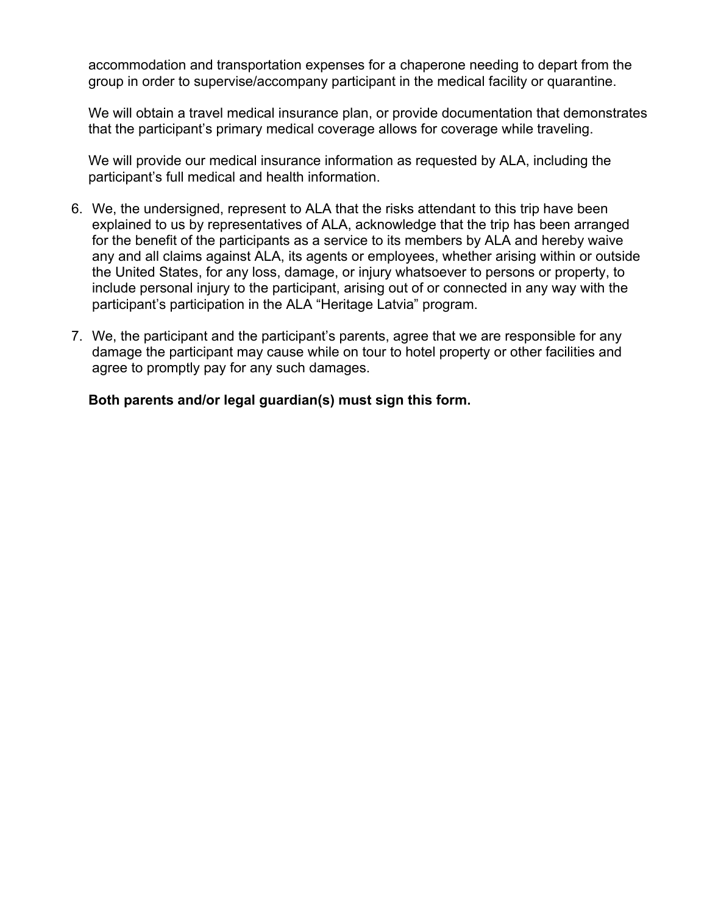accommodation and transportation expenses for a chaperone needing to depart from the group in order to supervise/accompany participant in the medical facility or quarantine.

We will obtain a travel medical insurance plan, or provide documentation that demonstrates that the participant's primary medical coverage allows for coverage while traveling.

We will provide our medical insurance information as requested by ALA, including the participant's full medical and health information.

6. We, the undersigned, represent to ALA that the risks attendant to this trip have been explained to us by representatives of ALA, acknowledge that the trip has been arranged for the benefit of the participants as a service to its members by ALA and hereby waive any and all claims against ALA, its agents or employees, whether arising within or outside the United States, for any loss, damage, or injury whatsoever to persons or property, to include personal injury to the participant, arising out of or connected in any way with the participant's participation in the ALA "Heritage Latvia" program.

7. We, the participant and the participant's parents, agree that we are responsible for any damage the participant may cause while on tour to hotel property or other facilities and agree to promptly pay for any such damages.

**Both parents and/or legal guardian(s) must sign this form.**